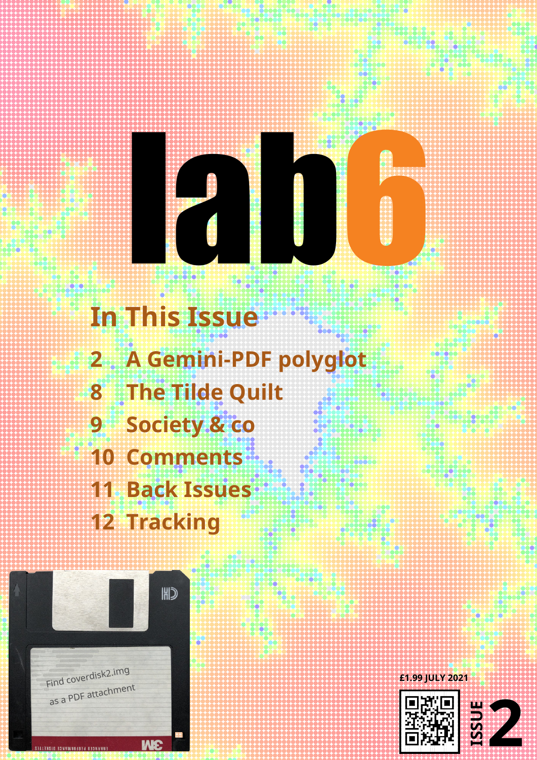# lab6

## In This Issue

- 2 A Gemini-PDF polyglot
- 8 The Tilde Quilt
- 9 Society & co
- 10 Comments
- 11 Back Issues
- 12 Tracking

Find coverdisk2.img as a PDF attachment

£1.99 JULY 2021

ISSUE 2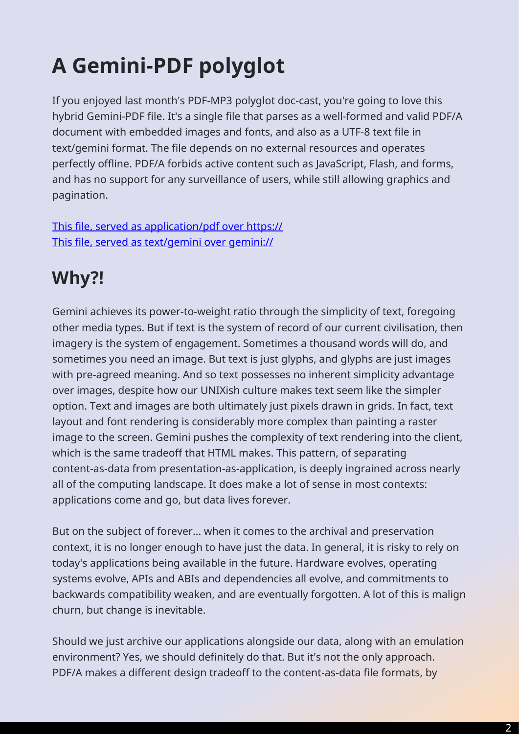# A Gemini-PDF polyglot

If you enjoyed last month's PDF-MP3 polyglot doc-cast, you're going to love this hybrid Gemini-PDF file. It's a single file that parses as a well-formed and valid PDF/A document with embedded images and fonts, and also as a UTF-8 text file in text/gemini format. The file depends on no external resources and operates perfectly offline. PDF/A forbids active content such as JavaScript, Flash, and forms, and has no support for any surveillance of users, while still allowing graphics and pagination.

This file, served as application/pdf over https://
This file, served as text/gemini over gemini://

## Why?!

Gemini achieves its power-to-weight ratio through the simplicity of text, foregoing other media types. But if text is the system of record of our current civilisation, then imagery is the system of engagement. Sometimes a thousand words will do, and sometimes you need an image. But text is just glyphs, and glyphs are just images with pre-agreed meaning. And so text possesses no inherent simplicity advantage over images, despite how our UNIXish culture makes text seem like the simpler option. Text and images are both ultimately just pixels drawn in grids. In fact, text layout and font rendering is considerably more complex than painting a raster image to the screen. Gemini pushes the complexity of text rendering into the client, which is the same tradeoff that HTML makes. This pattern, of separating content-as-data from presentation-as-application, is deeply ingrained across nearly all of the computing landscape. It does make a lot of sense in most contexts: applications come and go, but data lives forever.

But on the subject of forever... when it comes to the archival and preservation context, it is no longer enough to have just the data. In general, it is risky to rely on today's applications being available in the future. Hardware evolves, operating systems evolve, APIs and ABIs and dependencies all evolve, and commitments to backwards compatibility weaken, and are eventually forgotten. A lot of this is malign churn, but change is inevitable.

Should we just archive our applications alongside our data, along with an emulation environment? Yes, we should definitely do that. But it's not the only approach. PDF/A makes a different design tradeoff to the content-as-data file formats, by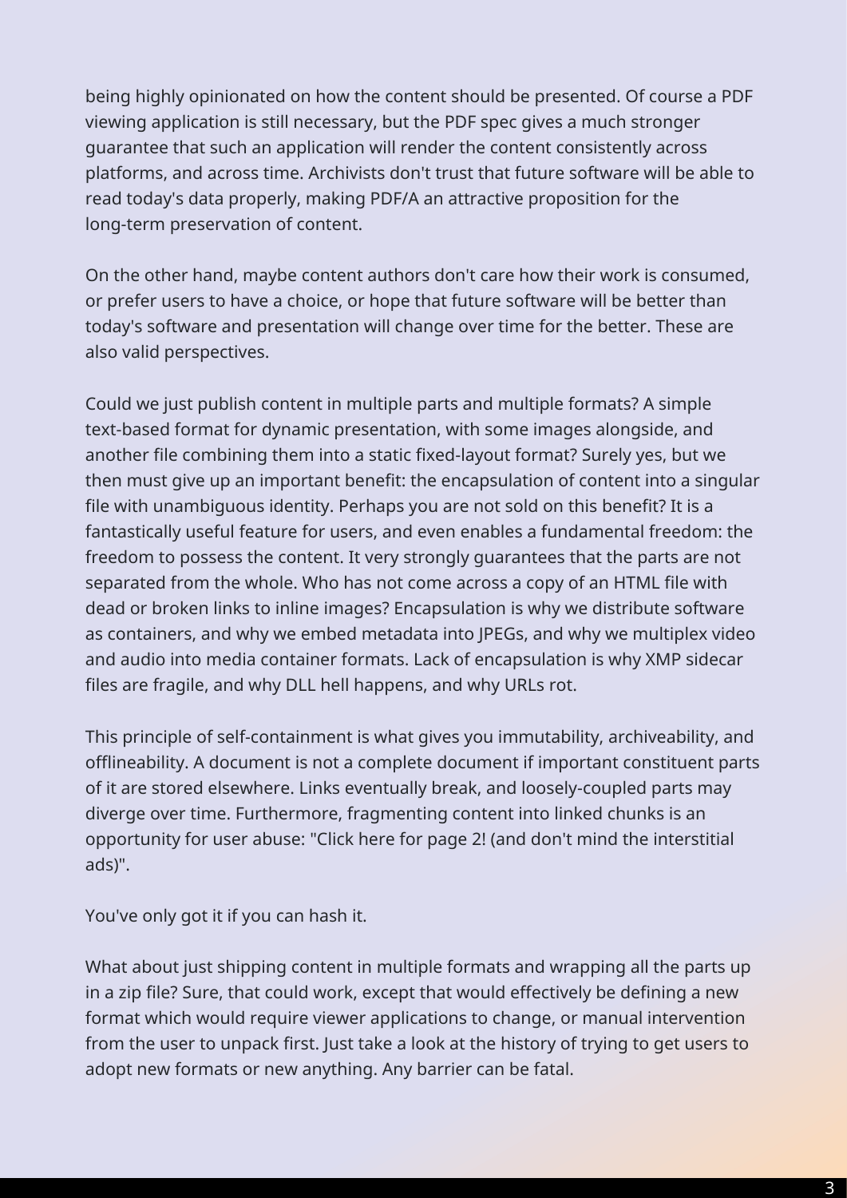being highly opinionated on how the content should be presented. Of course a PDF viewing application is still necessary, but the PDF spec gives a much stronger guarantee that such an application will render the content consistently across platforms, and across time. Archivists don't trust that future software will be able to read today's data properly, making PDF/A an attractive proposition for the long-term preservation of content.

On the other hand, maybe content authors don't care how their work is consumed, or prefer users to have a choice, or hope that future software will be better than today's software and presentation will change over time for the better. These are also valid perspectives.

Could we just publish content in multiple parts and multiple formats? A simple text-based format for dynamic presentation, with some images alongside, and another file combining them into a static fixed-layout format? Surely yes, but we then must give up an important benefit: the encapsulation of content into a singular file with unambiguous identity. Perhaps you are not sold on this benefit? It is a fantastically useful feature for users, and even enables a fundamental freedom: the freedom to possess the content. It very strongly guarantees that the parts are not separated from the whole. Who has not come across a copy of an HTML file with dead or broken links to inline images? Encapsulation is why we distribute software as containers, and why we embed metadata into JPEGs, and why we multiplex video and audio into media container formats. Lack of encapsulation is why XMP sidecar files are fragile, and why DLL hell happens, and why URLs rot.

This principle of self-containment is what gives you immutability, archiveability, and offlineability. A document is not a complete document if important constituent parts of it are stored elsewhere. Links eventually break, and loosely-coupled parts may diverge over time. Furthermore, fragmenting content into linked chunks is an opportunity for user abuse: "Click here for page 2! (and don't mind the interstitial ads)".

You've only got it if you can hash it.

What about just shipping content in multiple formats and wrapping all the parts up in a zip file? Sure, that could work, except that would effectively be defining a new format which would require viewer applications to change, or manual intervention from the user to unpack first. Just take a look at the history of trying to get users to adopt new formats or new anything. Any barrier can be fatal.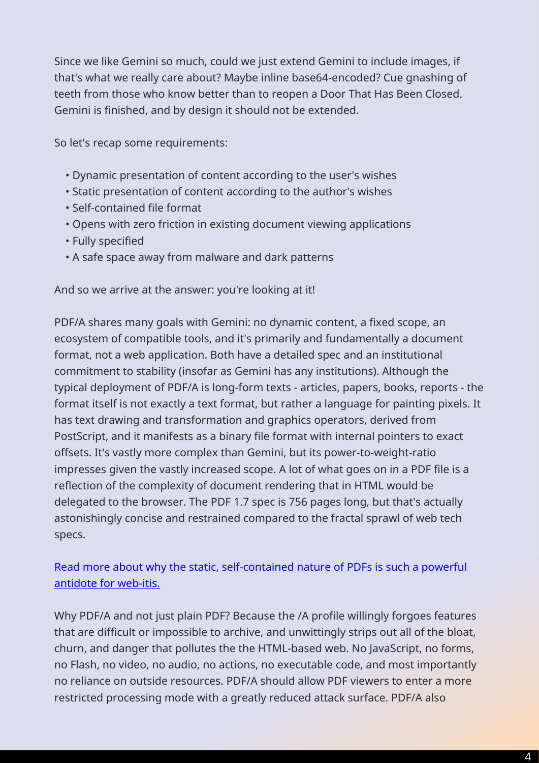Since we like Gemini so much, could we just extend Gemini to include images, if that's what we really care about? Maybe inline base64-encoded? Cue gnashing of teeth from those who know better than to reopen a Door That Has Been Closed. Gemini is finished, and by design it should not be extended.

So let's recap some requirements:

- Dynamic presentation of content according to the user's wishes
- Static presentation of content according to the author's wishes
- Self-contained file format
- Opens with zero friction in existing document viewing applications
- Fully specified
- A safe space away from malware and dark patterns

And so we arrive at the answer: you're looking at it!

PDF/A shares many goals with Gemini: no dynamic content, a fixed scope, an ecosystem of compatible tools, and it's primarily and fundamentally a document format, not a web application. Both have a detailed spec and an institutional commitment to stability (insofar as Gemini has any institutions). Although the typical deployment of PDF/A is long-form texts - articles, papers, books, reports - the format itself is not exactly a text format, but rather a language for painting pixels. It has text drawing and transformation and graphics operators, derived from PostScript, and it manifests as a binary file format with internal pointers to exact offsets. It's vastly more complex than Gemini, but its power-to-weight-ratio impresses given the vastly increased scope. A lot of what goes on in a PDF file is a reflection of the complexity of document rendering that in HTML would be delegated to the browser. The PDF 1.7 spec is 756 pages long, but that's actually astonishingly concise and restrained compared to the fractal sprawl of web tech specs.

Read more about why the static, self-contained nature of PDFs is such a powerful antidote for web-itis.

Why PDF/A and not just plain PDF? Because the /A profile willingly forgoes features that are difficult or impossible to archive, and unwittingly strips out all of the bloat, churn, and danger that pollutes the the HTML-based web. No JavaScript, no forms, no Flash, no video, no audio, no actions, no executable code, and most importantly no reliance on outside resources. PDF/A should allow PDF viewers to enter a more restricted processing mode with a greatly reduced attack surface. PDF/A also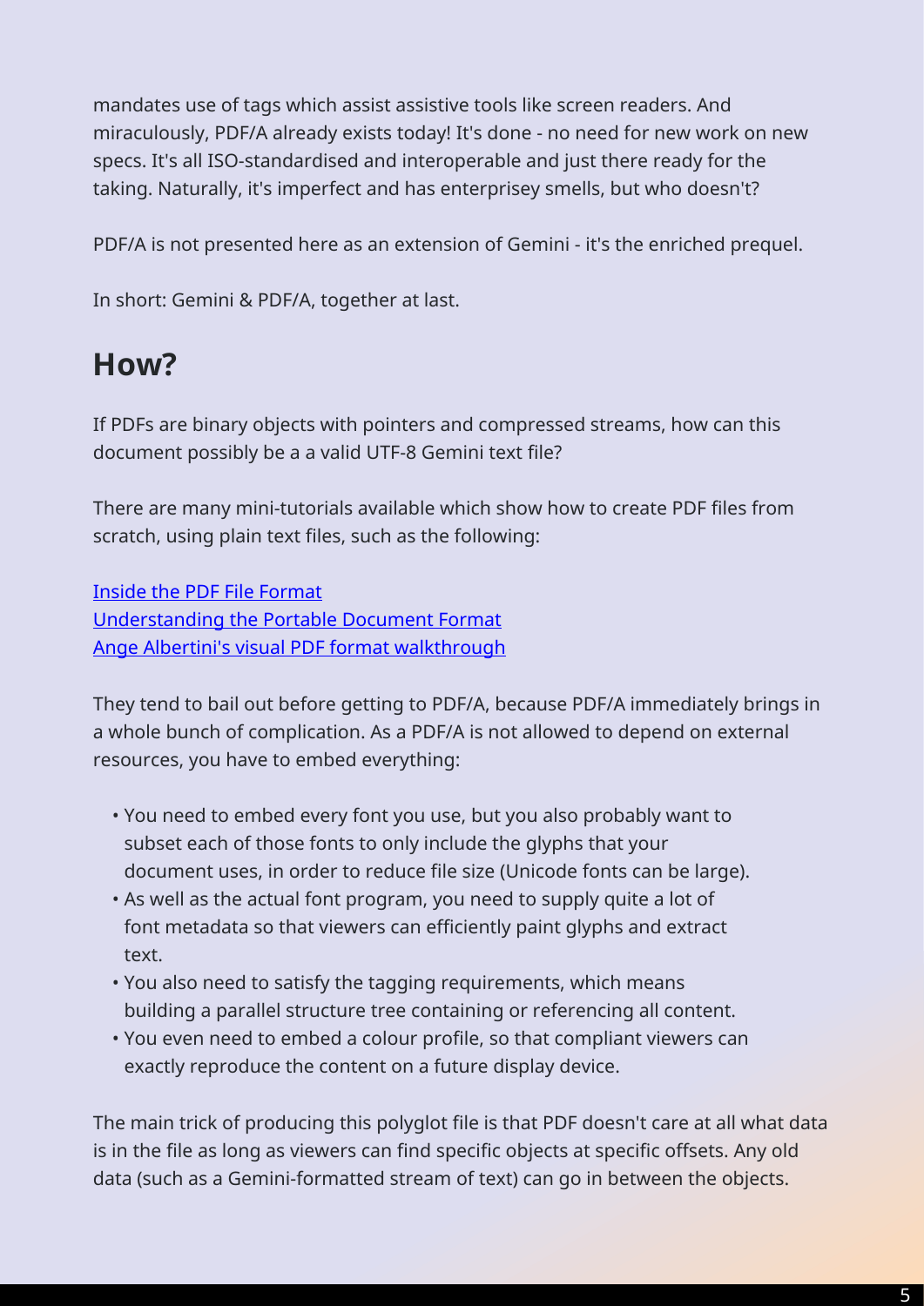mandates use of tags which assist assistive tools like screen readers. And miraculously, PDF/A already exists today! It's done - no need for new work on new specs. It's all ISO-standardised and interoperable and just there ready for the taking. Naturally, it's imperfect and has enterprisey smells, but who doesn't?

PDF/A is not presented here as an extension of Gemini - it's the enriched prequel.

In short: Gemini & PDF/A, together at last.

## How?

If PDFs are binary objects with pointers and compressed streams, how can this document possibly be a a valid UTF-8 Gemini text file?

There are many mini-tutorials available which show how to create PDF files from scratch, using plain text files, such as the following:

[Inside the PDF File Format](#)
[Understanding the Portable Document Format](#)
[Ange Albertini's visual PDF format walkthrough](#)

They tend to bail out before getting to PDF/A, because PDF/A immediately brings in a whole bunch of complication. As a PDF/A is not allowed to depend on external resources, you have to embed everything:

- You need to embed every font you use, but you also probably want to subset each of those fonts to only include the glyphs that your document uses, in order to reduce file size (Unicode fonts can be large).
- As well as the actual font program, you need to supply quite a lot of font metadata so that viewers can efficiently paint glyphs and extract text.
- You also need to satisfy the tagging requirements, which means building a parallel structure tree containing or referencing all content.
- You even need to embed a colour profile, so that compliant viewers can exactly reproduce the content on a future display device.

The main trick of producing this polyglot file is that PDF doesn't care at all what data is in the file as long as viewers can find specific objects at specific offsets. Any old data (such as a Gemini-formatted stream of text) can go in between the objects.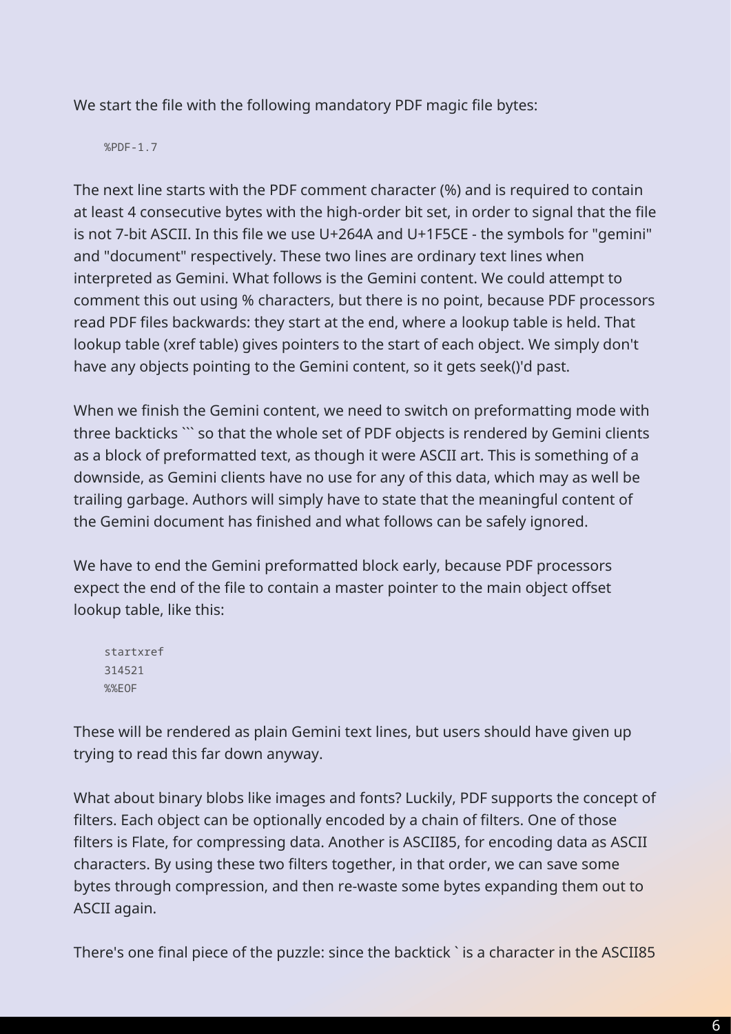We start the file with the following mandatory PDF magic file bytes:

```
%PDF-1.7
```

The next line starts with the PDF comment character (%) and is required to contain at least 4 consecutive bytes with the high-order bit set, in order to signal that the file is not 7-bit ASCII. In this file we use U+264A and U+1F5CE - the symbols for "gemini" and "document" respectively. These two lines are ordinary text lines when interpreted as Gemini. What follows is the Gemini content. We could attempt to comment this out using % characters, but there is no point, because PDF processors read PDF files backwards: they start at the end, where a lookup table is held. That lookup table (xref table) gives pointers to the start of each object. We simply don't have any objects pointing to the Gemini content, so it gets seek()'d past.

When we finish the Gemini content, we need to switch on preformatting mode with three backticks ``` so that the whole set of PDF objects is rendered by Gemini clients as a block of preformatted text, as though it were ASCII art. This is something of a downside, as Gemini clients have no use for any of this data, which may as well be trailing garbage. Authors will simply have to state that the meaningful content of the Gemini document has finished and what follows can be safely ignored.

We have to end the Gemini preformatted block early, because PDF processors expect the end of the file to contain a master pointer to the main object offset lookup table, like this:

```
startxref
314521
%%EOF
```

These will be rendered as plain Gemini text lines, but users should have given up trying to read this far down anyway.

What about binary blobs like images and fonts? Luckily, PDF supports the concept of filters. Each object can be optionally encoded by a chain of filters. One of those filters is Flate, for compressing data. Another is ASCII85, for encoding data as ASCII characters. By using these two filters together, in that order, we can save some bytes through compression, and then re-waste some bytes expanding them out to ASCII again.

There's one final piece of the puzzle: since the backtick ` is a character in the ASCII85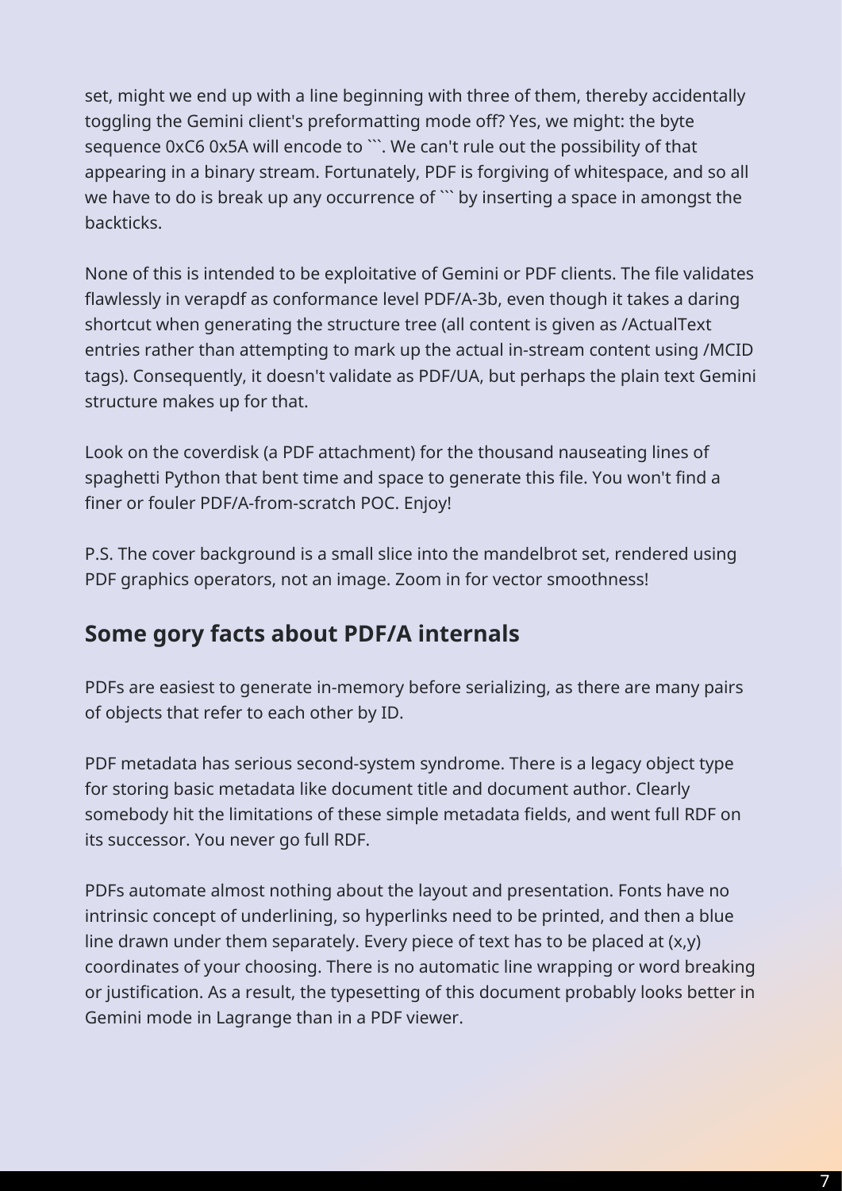set, might we end up with a line beginning with three of them, thereby accidentally toggling the Gemini client's preformatting mode off? Yes, we might: the byte sequence 0xC6 0x5A will encode to ```. We can't rule out the possibility of that appearing in a binary stream. Fortunately, PDF is forgiving of whitespace, and so all we have to do is break up any occurrence of ``` by inserting a space in amongst the backticks.

None of this is intended to be exploitative of Gemini or PDF clients. The file validates flawlessly in verapdf as conformance level PDF/A-3b, even though it takes a daring shortcut when generating the structure tree (all content is given as /ActualText entries rather than attempting to mark up the actual in-stream content using /MCID tags). Consequently, it doesn't validate as PDF/UA, but perhaps the plain text Gemini structure makes up for that.

Look on the coverdisk (a PDF attachment) for the thousand nauseating lines of spaghetti Python that bent time and space to generate this file. You won't find a finer or fouler PDF/A-from-scratch POC. Enjoy!

P.S. The cover background is a small slice into the mandelbrot set, rendered using PDF graphics operators, not an image. Zoom in for vector smoothness!

## Some gory facts about PDF/A internals

PDFs are easiest to generate in-memory before serializing, as there are many pairs of objects that refer to each other by ID.

PDF metadata has serious second-system syndrome. There is a legacy object type for storing basic metadata like document title and document author. Clearly somebody hit the limitations of these simple metadata fields, and went full RDF on its successor. You never go full RDF.

PDFs automate almost nothing about the layout and presentation. Fonts have no intrinsic concept of underlining, so hyperlinks need to be printed, and then a blue line drawn under them separately. Every piece of text has to be placed at (x,y) coordinates of your choosing. There is no automatic line wrapping or word breaking or justification. As a result, the typesetting of this document probably looks better in Gemini mode in Lagrange than in a PDF viewer.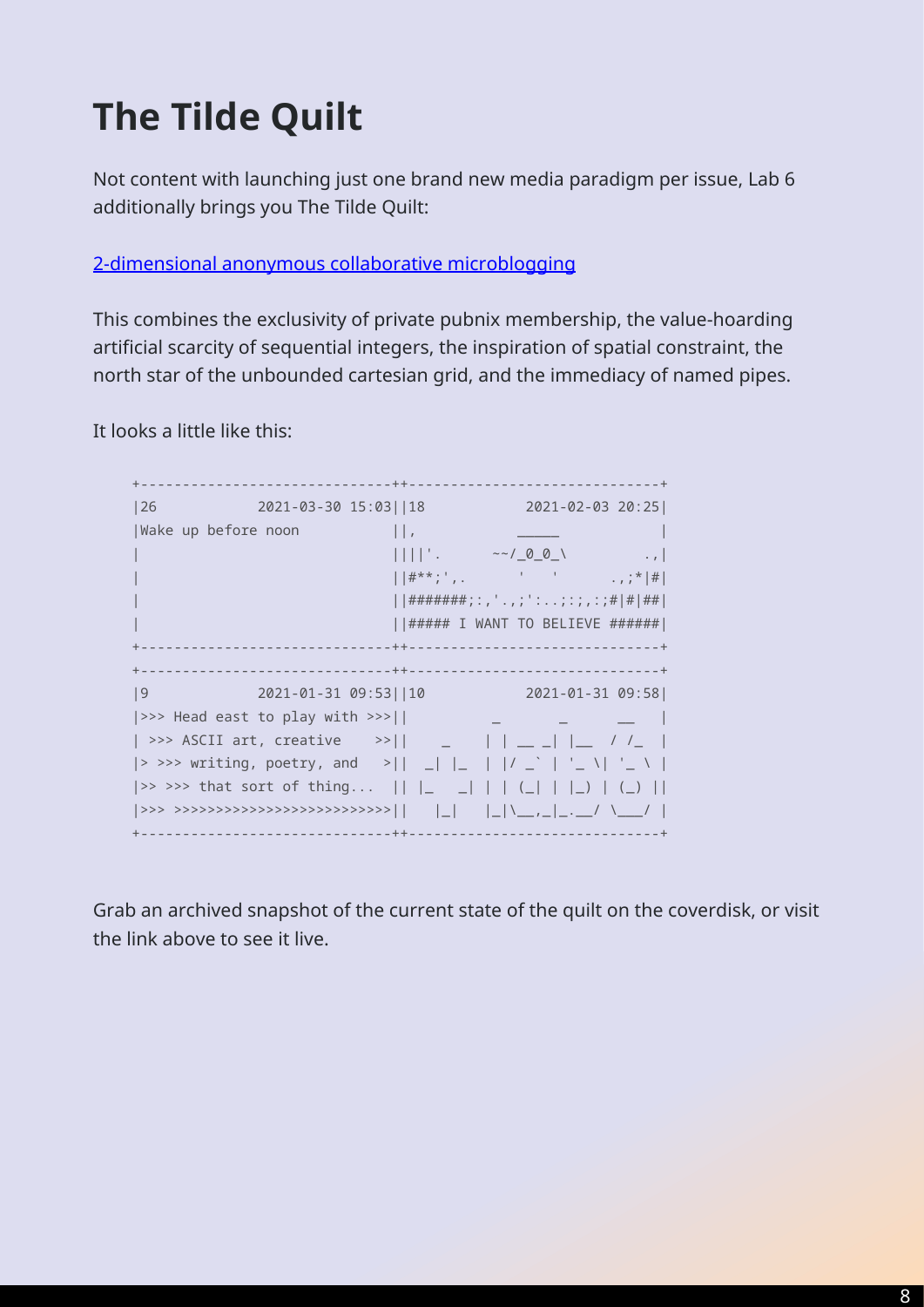# The Tilde Quilt

Not content with launching just one brand new media paradigm per issue, Lab 6 additionally brings you The Tilde Quilt:

[2-dimensional anonymous collaborative microblogging]()

This combines the exclusivity of private pubnix membership, the value-hoarding artificial scarcity of sequential integers, the inspiration of spatial constraint, the north star of the unbounded cartesian grid, and the immediacy of named pipes.

It looks a little like this:

```
+------------------------------++------------------------------+
|26            2021-03-30 15:03||18            2021-02-03 20:25|
|Wake up before noon           ||,            _____            |
|                              ||||'.      ~~/_0_0_\         .,|
|                              ||#**;',.       '   '      .,;*|#|
|                              ||#######;:,'.,;':..;:;,:;#|#|##|
|                              ||##### I WANT TO BELIEVE ######|
+------------------------------++------------------------------+
+------------------------------++------------------------------+
|9             2021-01-31 09:53||10            2021-01-31 09:58|
|>>> Head east to play with >>>||        _       _      __     |
| >>> ASCII art, creative    >>||    _   | | __ _| |__  / /_   |
|> >>> writing, poetry, and   >||  _| |_ | |/ _` | '_ \| '_ \ |
|>> >>> that sort of thing...  || |_   _|| | (_| | |_) | (_) ||
|>>> >>>>>>>>>>>>>>>>>>>>>>>>>>||   |_|  |_|\__,_|_.__/ \___/ |
+------------------------------++------------------------------+
```

Grab an archived snapshot of the current state of the quilt on the coverdisk, or visit the link above to see it live.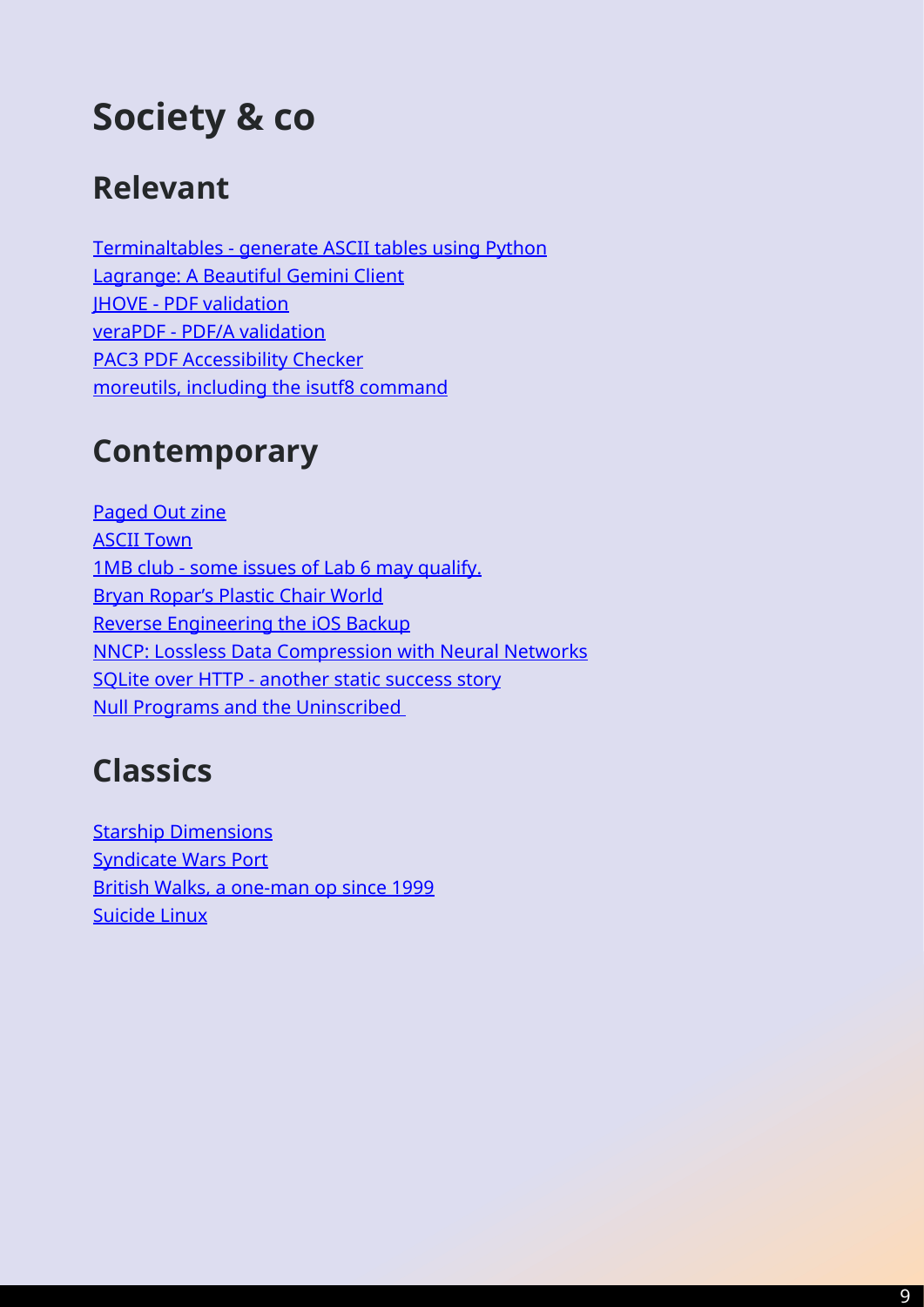# Society & co

## Relevant

Terminaltables - generate ASCII tables using Python
Lagrange: A Beautiful Gemini Client
JHOVE - PDF validation
veraPDF - PDF/A validation
PAC3 PDF Accessibility Checker
moreutils, including the isutf8 command

## Contemporary

Paged Out zine
ASCII Town
1MB club - some issues of Lab 6 may qualify.
Bryan Ropar's Plastic Chair World
Reverse Engineering the iOS Backup
NNCP: Lossless Data Compression with Neural Networks
SQLite over HTTP - another static success story
Null Programs and the Uninscribed

## Classics

Starship Dimensions
Syndicate Wars Port
British Walks, a one-man op since 1999
Suicide Linux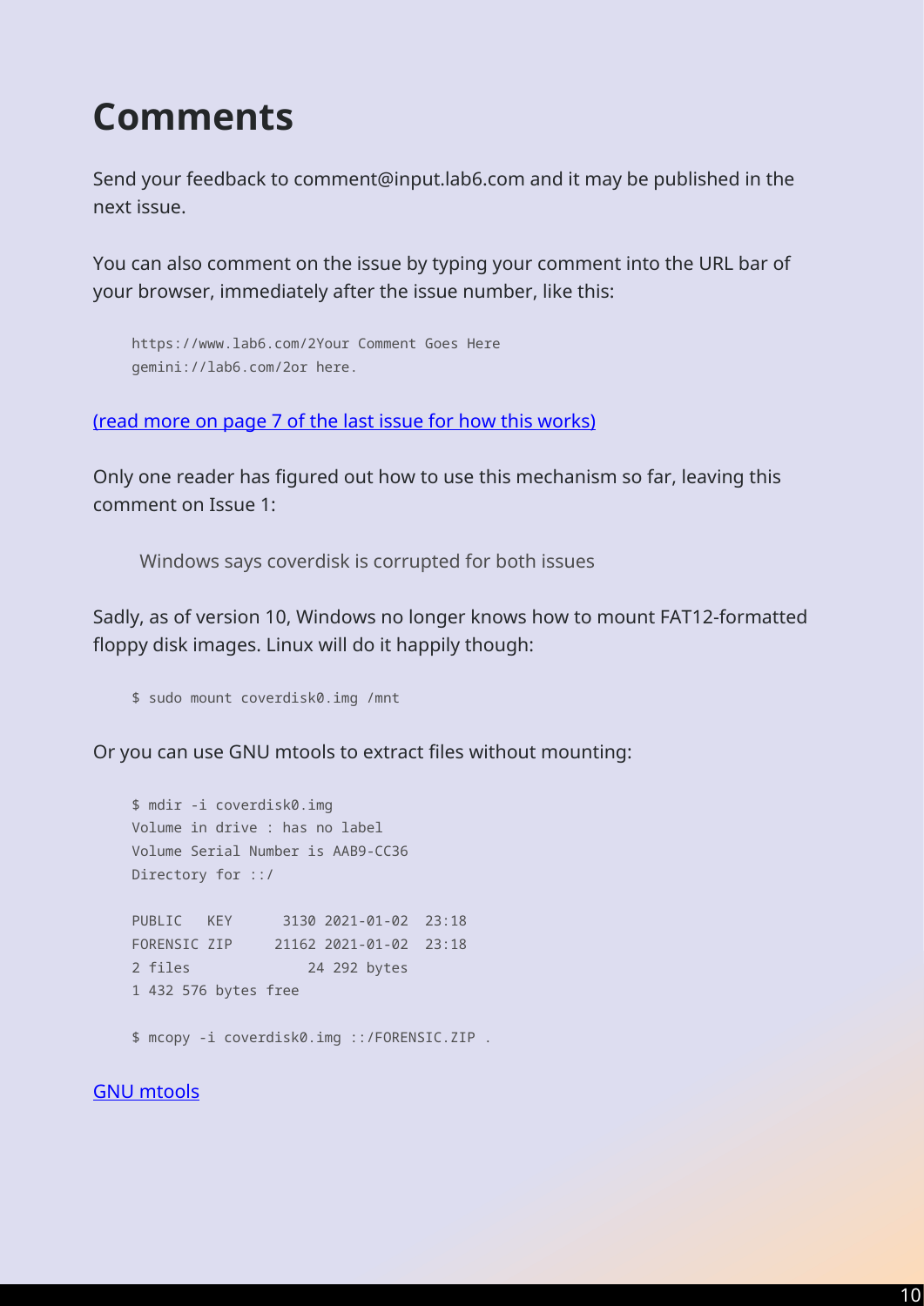# Comments

Send your feedback to comment@input.lab6.com and it may be published in the next issue.

You can also comment on the issue by typing your comment into the URL bar of your browser, immediately after the issue number, like this:

```
https://www.lab6.com/2Your Comment Goes Here
gemini://lab6.com/2or here.
```

[(read more on page 7 of the last issue for how this works)]()

Only one reader has figured out how to use this mechanism so far, leaving this comment on Issue 1:

> Windows says coverdisk is corrupted for both issues

Sadly, as of version 10, Windows no longer knows how to mount FAT12-formatted floppy disk images. Linux will do it happily though:

```
$ sudo mount coverdisk0.img /mnt
```

Or you can use GNU mtools to extract files without mounting:

```
$ mdir -i coverdisk0.img
Volume in drive : has no label
Volume Serial Number is AAB9-CC36
Directory for ::/

PUBLIC   KEY      3130 2021-01-02  23:18
FORENSIC ZIP     21162 2021-01-02  23:18
2 files              24 292 bytes
1 432 576 bytes free

$ mcopy -i coverdisk0.img ::/FORENSIC.ZIP .
```

[GNU mtools]()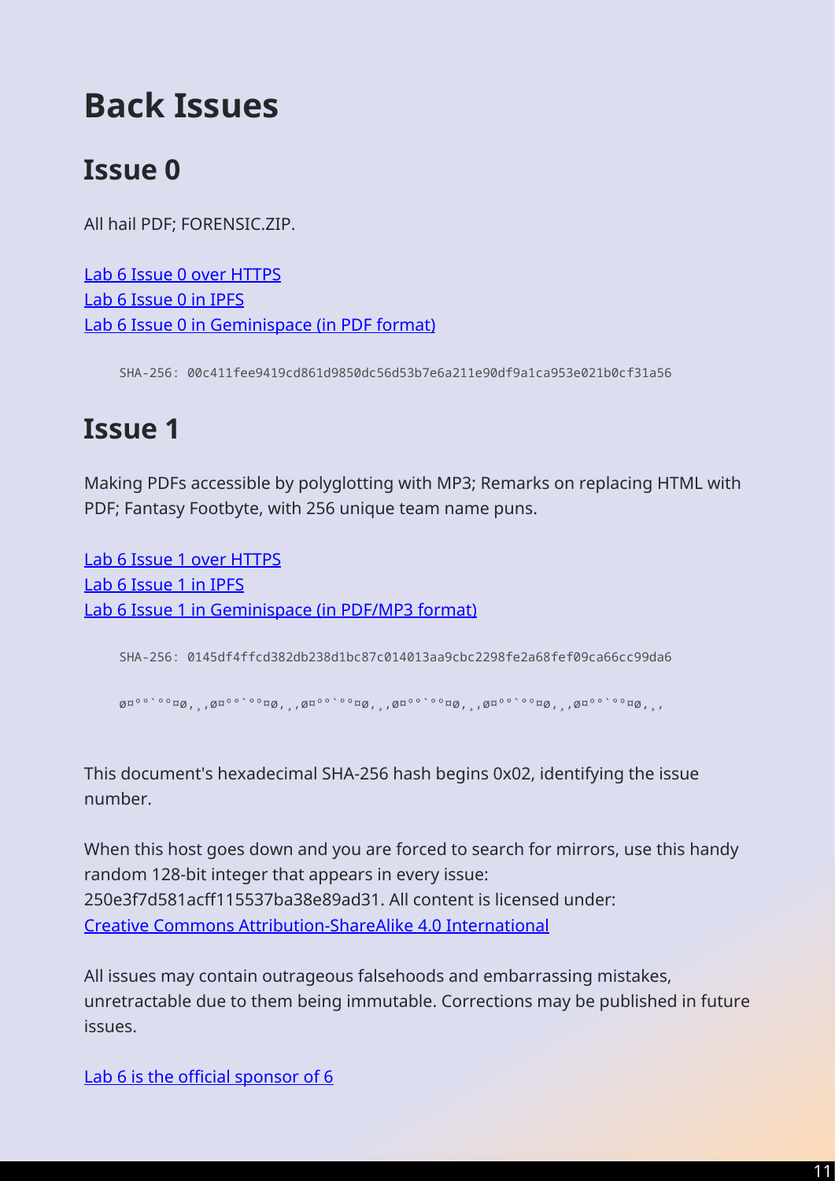# Back Issues

## Issue 0

All hail PDF; FORENSIC.ZIP.

[Lab 6 Issue 0 over HTTPS](#)
[Lab 6 Issue 0 in IPFS](#)
[Lab 6 Issue 0 in Geminispace (in PDF format)](#)

```
SHA-256: 00c411fee9419cd861d9850dc56d53b7e6a211e90df9a1ca953e021b0cf31a56
```

## Issue 1

Making PDFs accessible by polyglotting with MP3; Remarks on replacing HTML with PDF; Fantasy Footbyte, with 256 unique team name puns.

[Lab 6 Issue 1 over HTTPS](#)
[Lab 6 Issue 1 in IPFS](#)
[Lab 6 Issue 1 in Geminispace (in PDF/MP3 format)](#)

```
SHA-256: 0145df4ffcd382db238d1bc87c014013aa9cbc2298fe2a68fef09ca66cc99da6
```

```
ø¤º°`°º¤ø,¸,ø¤º°`°º¤ø,¸,ø¤º°`°º¤ø,¸,ø¤º°`°º¤ø,¸,ø¤º°`°º¤ø,¸,ø¤º°`°º¤ø,¸,
```

This document's hexadecimal SHA-256 hash begins 0x02, identifying the issue number.

When this host goes down and you are forced to search for mirrors, use this handy random 128-bit integer that appears in every issue: 250e3f7d581acff115537ba38e89ad31. All content is licensed under: [Creative Commons Attribution-ShareAlike 4.0 International](#)

All issues may contain outrageous falsehoods and embarrassing mistakes, unretractable due to them being immutable. Corrections may be published in future issues.

[Lab 6 is the official sponsor of 6](#)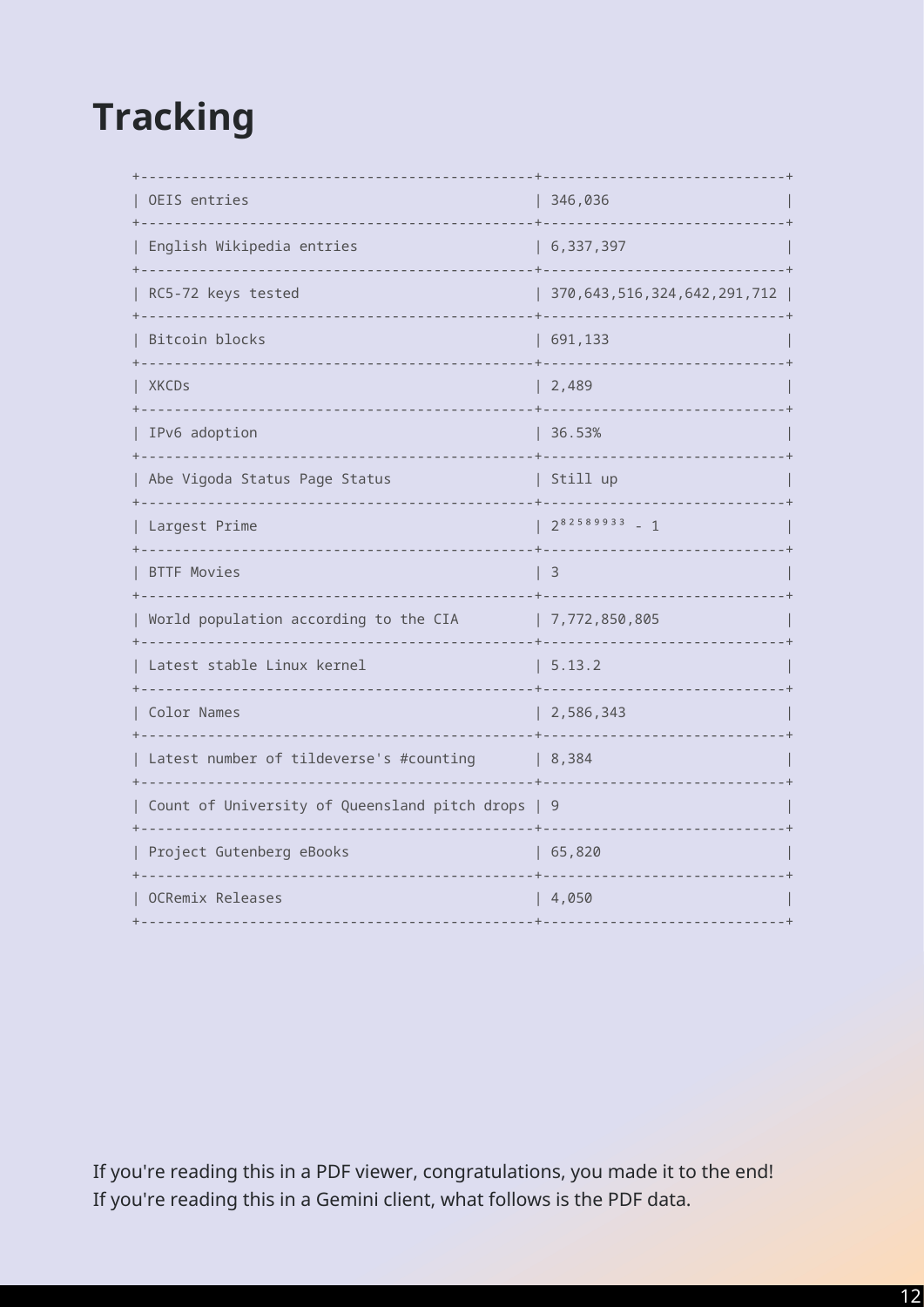# Tracking

| | |
|---|---|
| OEIS entries | 346,036 |
| English Wikipedia entries | 6,337,397 |
| RC5-72 keys tested | 370,643,516,324,642,291,712 |
| Bitcoin blocks | 691,133 |
| XKCDs | 2,489 |
| IPv6 adoption | 36.53% |
| Abe Vigoda Status Page Status | Still up |
| Largest Prime | $2^{82589933} - 1$ |
| BTTF Movies | 3 |
| World population according to the CIA | 7,772,850,805 |
| Latest stable Linux kernel | 5.13.2 |
| Color Names | 2,586,343 |
| Latest number of tildeverse's #counting | 8,384 |
| Count of University of Queensland pitch drops | 9 |
| Project Gutenberg eBooks | 65,820 |
| OCRemix Releases | 4,050 |

If you're reading this in a PDF viewer, congratulations, you made it to the end!
If you're reading this in a Gemini client, what follows is the PDF data.